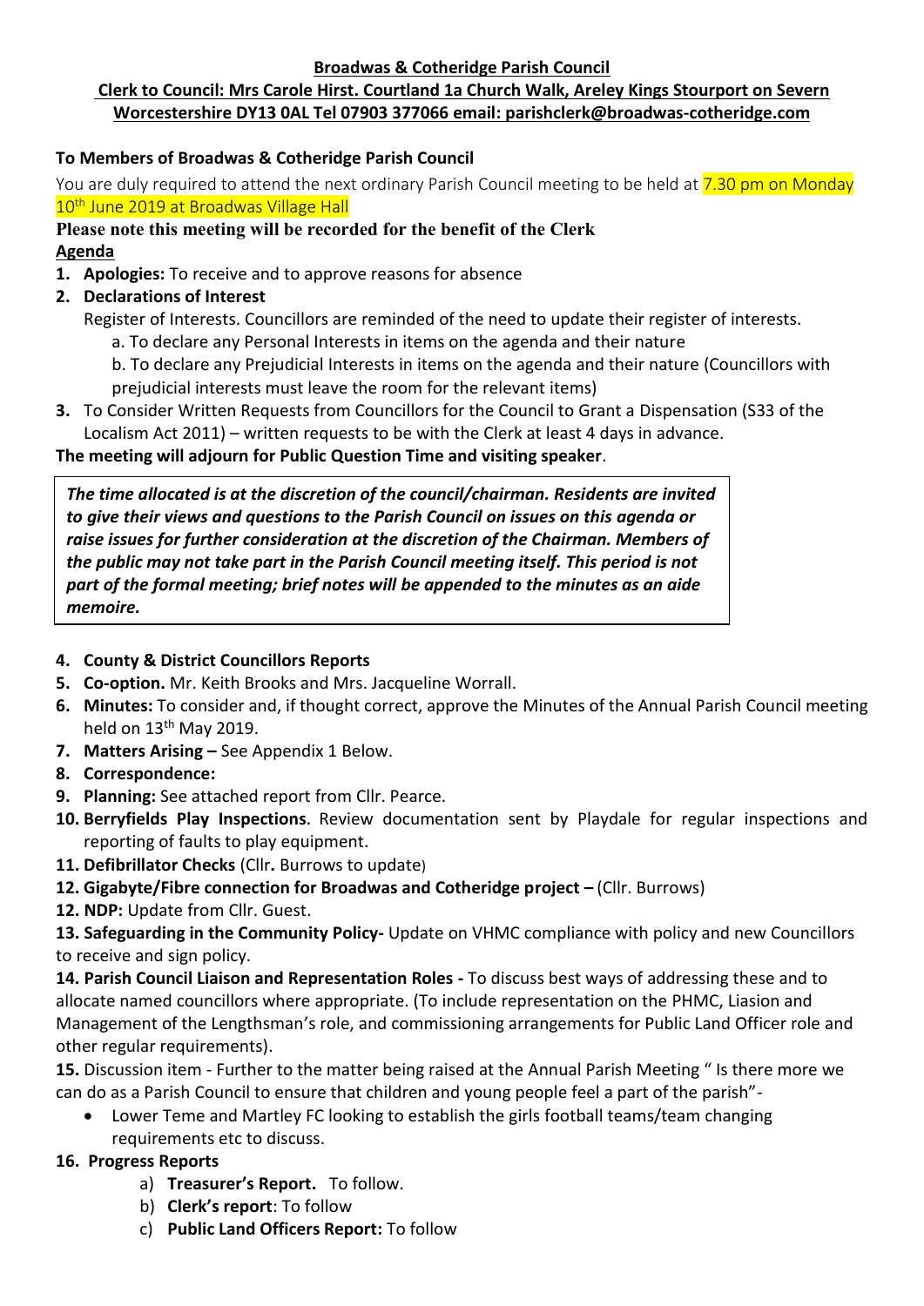**Broadwas & Cotheridge Parish Council**

**Clerk to Council: Mrs Carole Hirst. Courtland 1a Church Walk, Areley Kings Stourport on Severn Worcestershire DY13 0AL Tel 07903 377066 email: parishclerk@broadwas-cotheridge.com**

**To Members of Broadwas & Cotheridge Parish Council**

You are duly required to attend the next ordinary Parish Council meeting to be held at 7.30 pm on Monday 10th June 2019 at Broadwas Village Hall

**Please note this meeting will be recorded for the benefit of the Clerk**

**Agenda**

1. **Apologies:** To receive and to approve reasons for absence
2. **Declarations of Interest**

   Register of Interests. Councillors are reminded of the need to update their register of interests.

   a. To declare any Personal Interests in items on the agenda and their nature

   b. To declare any Prejudicial Interests in items on the agenda and their nature (Councillors with prejudicial interests must leave the room for the relevant items)
3. To Consider Written Requests from Councillors for the Council to Grant a Dispensation (S33 of the Localism Act 2011) – written requests to be with the Clerk at least 4 days in advance.

**The meeting will adjourn for Public Question Time and visiting speaker**.

***The time allocated is at the discretion of the council/chairman. Residents are invited to give their views and questions to the Parish Council on issues on this agenda or raise issues for further consideration at the discretion of the Chairman. Members of the public may not take part in the Parish Council meeting itself. This period is not part of the formal meeting; brief notes will be appended to the minutes as an aide memoire.***

4. **County & District Councillors Reports**
5. **Co-option.** Mr. Keith Brooks and Mrs. Jacqueline Worrall.
6. **Minutes:** To consider and, if thought correct, approve the Minutes of the Annual Parish Council meeting held on 13th May 2019.
7. **Matters Arising –** See Appendix 1 Below.
8. **Correspondence:**
9. **Planning:** See attached report from Cllr. Pearce.
10. **Berryfields Play Inspections**. Review documentation sent by Playdale for regular inspections and reporting of faults to play equipment.
11. **Defibrillator Checks** (Cllr**.** Burrows to update)
12. **Gigabyte/Fibre connection for Broadwas and Cotheridge project –** (Cllr. Burrows)

12. **NDP:** Update from Cllr. Guest.

13. **Safeguarding in the Community Policy-** Update on VHMC compliance with policy and new Councillors to receive and sign policy.

14. **Parish Council Liaison and Representation Roles -** To discuss best ways of addressing these and to allocate named councillors where appropriate. (To include representation on the PHMC, Liasion and Management of the Lengthsman's role, and commissioning arrangements for Public Land Officer role and other regular requirements).

15. Discussion item - Further to the matter being raised at the Annual Parish Meeting " Is there more we can do as a Parish Council to ensure that children and young people feel a part of the parish"-

- Lower Teme and Martley FC looking to establish the girls football teams/team changing requirements etc to discuss.

16. **Progress Reports**

   a) **Treasurer's Report.** To follow.

   b) **Clerk's report**: To follow

   c) **Public Land Officers Report:** To follow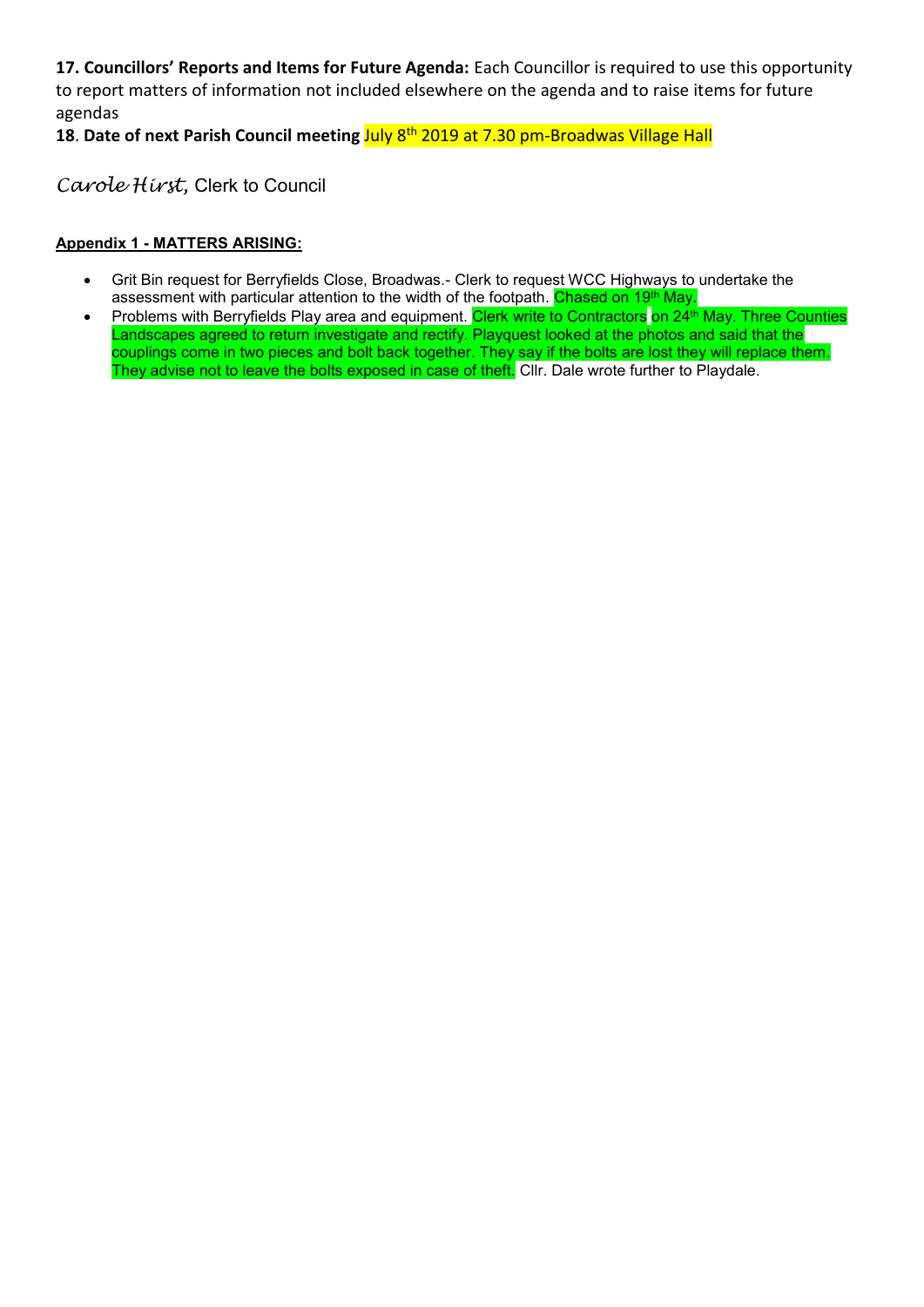**17. Councillors' Reports and Items for Future Agenda:** Each Councillor is required to use this opportunity to report matters of information not included elsewhere on the agenda and to raise items for future agendas

**18**. **Date of next Parish Council meeting** July 8th 2019 at 7.30 pm-Broadwas Village Hall

*Carole Hirst,* Clerk to Council

**Appendix 1 - MATTERS ARISING:**

- Grit Bin request for Berryfields Close, Broadwas.- Clerk to request WCC Highways to undertake the assessment with particular attention to the width of the footpath. Chased on 19th May.
- Problems with Berryfields Play area and equipment. Clerk write to Contractors on 24th May. Three Counties Landscapes agreed to return investigate and rectify. Playquest looked at the photos and said that the couplings come in two pieces and bolt back together. They say if the bolts are lost they will replace them. They advise not to leave the bolts exposed in case of theft. Cllr. Dale wrote further to Playdale.